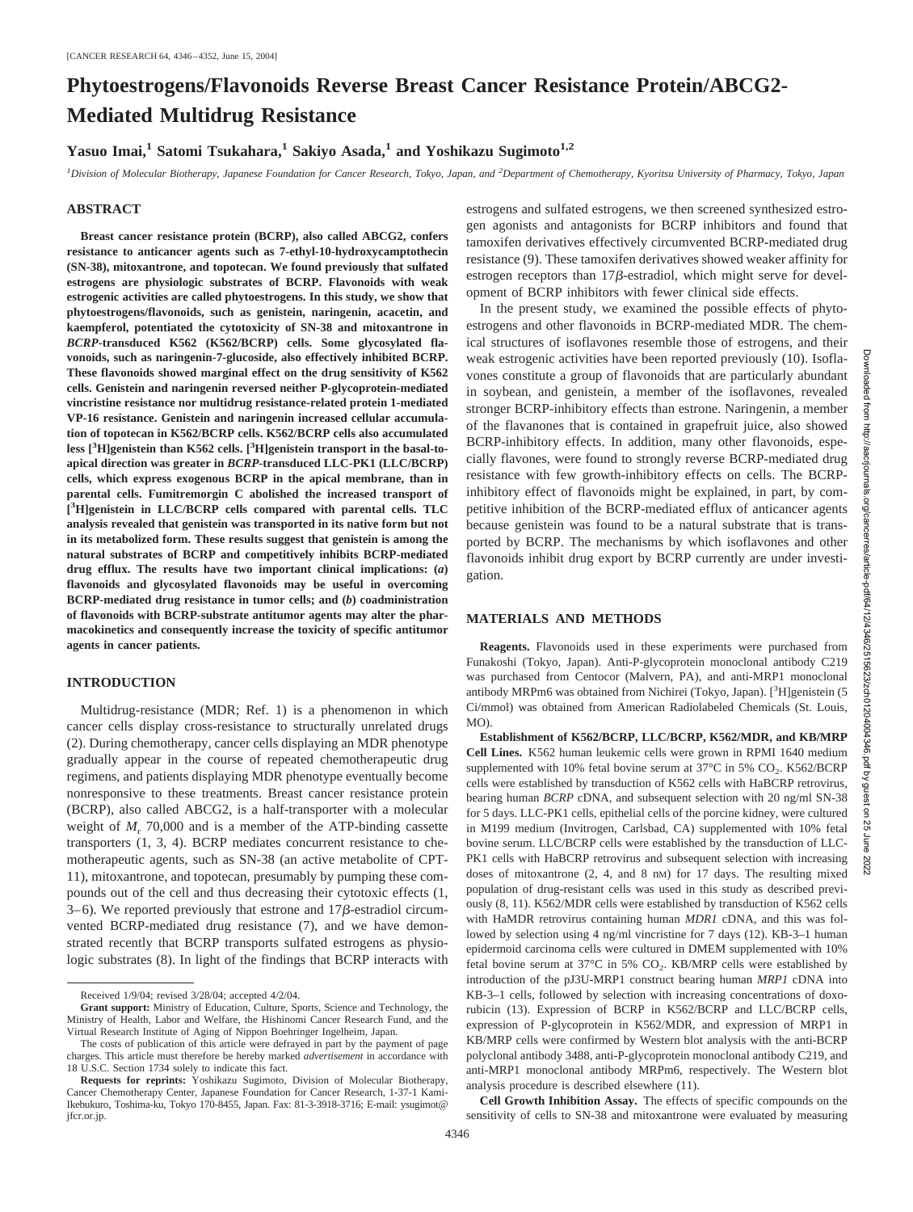# Phytoestrogens/Flavonoids Reverse Breast Cancer Resistance Protein/ABCG2-Mediated Multidrug Resistance

**Yasuo Imai,[1] Satomi Tsukahara,[1] Sakiyo Asada,[1] and Yoshikazu Sugimoto[1,2]**

[1]*Division of Molecular Biotherapy, Japanese Foundation for Cancer Research, Tokyo, Japan, and* [2]*Department of Chemotherapy, Kyoritsu University of Pharmacy, Tokyo, Japan*

## ABSTRACT

**Breast cancer resistance protein (BCRP), also called ABCG2, confers resistance to anticancer agents such as 7-ethyl-10-hydroxycamptothecin (SN-38), mitoxantrone, and topotecan. We found previously that sulfated estrogens are physiologic substrates of BCRP. Flavonoids with weak estrogenic activities are called phytoestrogens. In this study, we show that phytoestrogens/flavonoids, such as genistein, naringenin, acacetin, and kaempferol, potentiated the cytotoxicity of SN-38 and mitoxantrone in *BCRP*-transduced K562 (K562/BCRP) cells. Some glycosylated flavonoids, such as naringenin-7-glucoside, also effectively inhibited BCRP. These flavonoids showed marginal effect on the drug sensitivity of K562 cells. Genistein and naringenin reversed neither P-glycoprotein-mediated vincristine resistance nor multidrug resistance-related protein 1-mediated VP-16 resistance. Genistein and naringenin increased cellular accumulation of topotecan in K562/BCRP cells. K562/BCRP cells also accumulated less [$^3$H]genistein than K562 cells. [$^3$H]genistein transport in the basal-to-apical direction was greater in *BCRP*-transduced LLC-PK1 (LLC/BCRP) cells, which express exogenous BCRP in the apical membrane, than in parental cells. Fumitremorgin C abolished the increased transport of [$^3$H]genistein in LLC/BCRP cells compared with parental cells. TLC analysis revealed that genistein was transported in its native form but not in its metabolized form. These results suggest that genistein is among the natural substrates of BCRP and competitively inhibits BCRP-mediated drug efflux. The results have two important clinical implications: (*a*) flavonoids and glycosylated flavonoids may be useful in overcoming BCRP-mediated drug resistance in tumor cells; and (*b*) coadministration of flavonoids with BCRP-substrate antitumor agents may alter the pharmacokinetics and consequently increase the toxicity of specific antitumor agents in cancer patients.**

## INTRODUCTION

Multidrug-resistance (MDR; Ref. 1) is a phenomenon in which cancer cells display cross-resistance to structurally unrelated drugs (2). During chemotherapy, cancer cells displaying an MDR phenotype gradually appear in the course of repeated chemotherapeutic drug regimens, and patients displaying MDR phenotype eventually become nonresponsive to these treatments. Breast cancer resistance protein (BCRP), also called ABCG2, is a half-transporter with a molecular weight of $M_r$ 70,000 and is a member of the ATP-binding cassette transporters (1, 3, 4). BCRP mediates concurrent resistance to chemotherapeutic agents, such as SN-38 (an active metabolite of CPT-11), mitoxantrone, and topotecan, presumably by pumping these compounds out of the cell and thus decreasing their cytotoxic effects (1, 3–6). We reported previously that estrone and 17β-estradiol circumvented BCRP-mediated drug resistance (7), and we have demonstrated recently that BCRP transports sulfated estrogens as physiologic substrates (8). In light of the findings that BCRP interacts with estrogens and sulfated estrogens, we then screened synthesized estrogen agonists and antagonists for BCRP inhibitors and found that tamoxifen derivatives effectively circumvented BCRP-mediated drug resistance (9). These tamoxifen derivatives showed weaker affinity for estrogen receptors than 17β-estradiol, which might serve for development of BCRP inhibitors with fewer clinical side effects.

In the present study, we examined the possible effects of phytoestrogens and other flavonoids in BCRP-mediated MDR. The chemical structures of isoflavones resemble those of estrogens, and their weak estrogenic activities have been reported previously (10). Isoflavones constitute a group of flavonoids that are particularly abundant in soybean, and genistein, a member of the isoflavones, revealed stronger BCRP-inhibitory effects than estrone. Naringenin, a member of the flavanones that is contained in grapefruit juice, also showed BCRP-inhibitory effects. In addition, many other flavonoids, especially flavones, were found to strongly reverse BCRP-mediated drug resistance with few growth-inhibitory effects on cells. The BCRP-inhibitory effect of flavonoids might be explained, in part, by competitive inhibition of the BCRP-mediated efflux of anticancer agents because genistein was found to be a natural substrate that is transported by BCRP. The mechanisms by which isoflavones and other flavonoids inhibit drug export by BCRP currently are under investigation.

## MATERIALS AND METHODS

**Reagents.** Flavonoids used in these experiments were purchased from Funakoshi (Tokyo, Japan). Anti-P-glycoprotein monoclonal antibody C219 was purchased from Centocor (Malvern, PA), and anti-MRP1 monoclonal antibody MRPm6 was obtained from Nichirei (Tokyo, Japan). [$^3$H]genistein (5 Ci/mmol) was obtained from American Radiolabeled Chemicals (St. Louis, MO).

**Establishment of K562/BCRP, LLC/BCRP, K562/MDR, and KB/MRP Cell Lines.** K562 human leukemic cells were grown in RPMI 1640 medium supplemented with 10% fetal bovine serum at 37°C in 5% $CO_2$. K562/BCRP cells were established by transduction of K562 cells with HaBCRP retrovirus, bearing human *BCRP* cDNA, and subsequent selection with 20 ng/ml SN-38 for 5 days. LLC-PK1 cells, epithelial cells of the porcine kidney, were cultured in M199 medium (Invitrogen, Carlsbad, CA) supplemented with 10% fetal bovine serum. LLC/BCRP cells were established by the transduction of LLC-PK1 cells with HaBCRP retrovirus and subsequent selection with increasing doses of mitoxantrone (2, 4, and 8 nM) for 17 days. The resulting mixed population of drug-resistant cells was used in this study as described previously (8, 11). K562/MDR cells were established by transduction of K562 cells with HaMDR retrovirus containing human *MDR1* cDNA, and this was followed by selection using 4 ng/ml vincristine for 7 days (12). KB-3–1 human epidermoid carcinoma cells were cultured in DMEM supplemented with 10% fetal bovine serum at 37°C in 5% $CO_2$. KB/MRP cells were established by introduction of the pJ3U-MRP1 construct bearing human *MRP1* cDNA into KB-3–1 cells, followed by selection with increasing concentrations of doxorubicin (13). Expression of BCRP in K562/BCRP and LLC/BCRP cells, expression of P-glycoprotein in K562/MDR, and expression of MRP1 in KB/MRP cells were confirmed by Western blot analysis with the anti-BCRP polyclonal antibody 3488, anti-P-glycoprotein monoclonal antibody C219, and anti-MRP1 monoclonal antibody MRPm6, respectively. The Western blot analysis procedure is described elsewhere (11).

**Cell Growth Inhibition Assay.** The effects of specific compounds on the sensitivity of cells to SN-38 and mitoxantrone were evaluated by measuring

Received 1/9/04; revised 3/28/04; accepted 4/2/04.

**Grant support:** Ministry of Education, Culture, Sports, Science and Technology, the Ministry of Health, Labor and Welfare, the Hishinomi Cancer Research Fund, and the Virtual Research Institute of Aging of Nippon Boehringer Ingelheim, Japan.

The costs of publication of this article were defrayed in part by the payment of page charges. This article must therefore be hereby marked *advertisement* in accordance with 18 U.S.C. Section 1734 solely to indicate this fact.

**Requests for reprints:** Yoshikazu Sugimoto, Division of Molecular Biotherapy, Cancer Chemotherapy Center, Japanese Foundation for Cancer Research, 1-37-1 Kami-Ikebukuro, Toshima-ku, Tokyo 170-8455, Japan. Fax: 81-3-3918-3716; E-mail: ysugimot@jfcr.or.jp.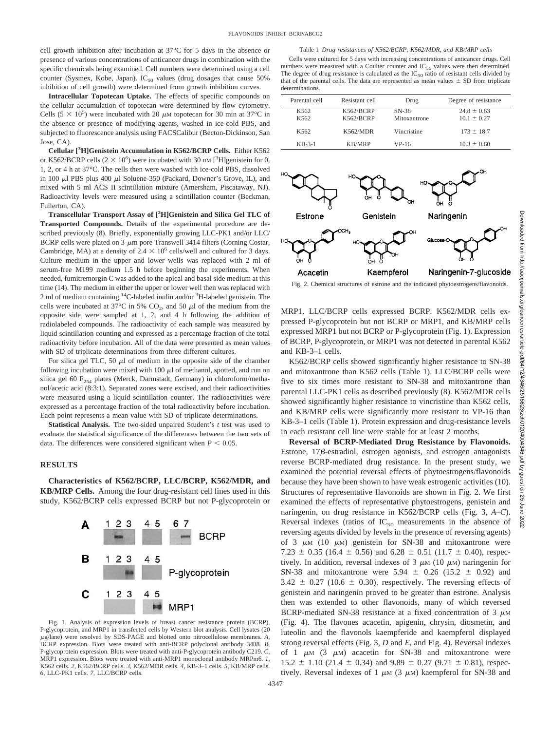cell growth inhibition after incubation at 37°C for 5 days in the absence or presence of various concentrations of anticancer drugs in combination with the specific chemicals being examined. Cell numbers were determined using a cell counter (Sysmex, Kobe, Japan). $IC_{50}$ values (drug dosages that cause 50% inhibition of cell growth) were determined from growth inhibition curves.

**Intracellular Topotecan Uptake.** The effects of specific compounds on the cellular accumulation of topotecan were determined by flow cytometry. Cells ($5 \times 10^5$) were incubated with 20 $\mu$M topotecan for 30 min at 37°C in the absence or presence of modifying agents, washed in ice-cold PBS, and subjected to fluorescence analysis using FACSCalibur (Becton-Dickinson, San Jose, CA).

**Cellular [$^3$H]Genistein Accumulation in K562/BCRP Cells.** Either K562 or K562/BCRP cells ($2 \times 10^6$) were incubated with 30 nM [$^3$H]genistein for 0, 1, 2, or 4 h at 37°C. The cells then were washed with ice-cold PBS, dissolved in 100 $\mu$l PBS plus 400 $\mu$l Soluene-350 (Packard, Downer's Grove, IL), and mixed with 5 ml ACS II scintillation mixture (Amersham, Piscataway, NJ). Radioactivity levels were measured using a scintillation counter (Beckman, Fullerton, CA).

**Transcellular Transport Assay of [$^3$H]Genistein and Silica Gel TLC of Transported Compounds.** Details of the experimental procedure are described previously (8). Briefly, exponentially growing LLC-PK1 and/or LLC/BCRP cells were plated on 3-$\mu$m pore Transwell 3414 filters (Corning Costar, Cambridge, MA) at a density of $2.4 \times 10^6$ cells/well and cultured for 3 days. Culture medium in the upper and lower wells was replaced with 2 ml of serum-free M199 medium 1.5 h before beginning the experiments. When needed, fumitremorgin C was added to the apical and basal side medium at this time (14). The medium in either the upper or lower well then was replaced with 2 ml of medium containing $^{14}$C-labeled inulin and/or $^3$H-labeled genistein. The cells were incubated at 37°C in 5% $CO_2$, and 50 $\mu$l of the medium from the opposite side were sampled at 1, 2, and 4 h following the addition of radiolabeled compounds. The radioactivity of each sample was measured by liquid scintillation counting and expressed as a percentage fraction of the total radioactivity before incubation. All of the data were presented as mean values with SD of triplicate determinations from three different cultures.

For silica gel TLC, 50 $\mu$l of medium in the opposite side of the chamber following incubation were mixed with 100 $\mu$l of methanol, spotted, and run on silica gel 60 $F_{254}$ plates (Merck, Darmstadt, Germany) in chloroform/methanol/acetic acid (8:3:1). Separated zones were excised, and their radioactivities were measured using a liquid scintillation counter. The radioactivities were expressed as a percentage fraction of the total radioactivity before incubation. Each point represents a mean value with SD of triplicate determinations.

**Statistical Analysis.** The two-sided unpaired Student's *t* test was used to evaluate the statistical significance of the differences between the two sets of data. The differences were considered significant when $P < 0.05$.

## RESULTS

**Characteristics of K562/BCRP, LLC/BCRP, K562/MDR, and KB/MRP Cells.** Among the four drug-resistant cell lines used in this study, K562/BCRP cells expressed BCRP but not P-glycoprotein or MRP1. LLC/BCRP cells expressed BCRP. K562/MDR cells expressed P-glycoprotein but not BCRP or MRP1, and KB/MRP cells expressed MRP1 but not BCRP or P-glycoprotein (Fig. 1). Expression of BCRP, P-glycoprotein, or MRP1 was not detected in parental K562 and KB-3–1 cells.

Fig. 1. Analysis of expression levels of breast cancer resistance protein (BCRP), P-glycoprotein, and MRP1 in transfected cells by Western blot analysis. Cell lysates (20 $\mu$g/lane) were resolved by SDS-PAGE and blotted onto nitrocellulose membranes. *A*, BCRP expression. Blots were treated with anti-BCRP polyclonal antibody 3488. *B*, P-glycoprotein expression. Blots were treated with anti-P-glycoprotein antibody C219. *C*, MRP1 expression. Blots were treated with anti-MRP1 monoclonal antibody MRPm6. *1*, K562 cells. *2*, K562/BCRP cells. *3*, K562/MDR cells. *4*, KB-3–1 cells. *5*, KB/MRP cells. *6*, LLC-PK1 cells. *7*, LLC/BCRP cells.

Table 1 *Drug resistances of K562/BCRP, K562/MDR, and KB/MRP cells*

Cells were cultured for 5 days with increasing concentrations of anticancer drugs. Cell numbers were measured with a Coulter counter and $IC_{50}$ values were then determined. The degree of drug resistance is calculated as the $IC_{50}$ ratio of resistant cells divided by that of the parental cells. The data are represented as mean values ± SD from triplicate determinations.

| Parental cell | Resistant cell | Drug | Degree of resistance |
|---|---|---|---|
| K562 | K562/BCRP | SN-38 | 24.8 ± 0.63 |
| K562 | K562/BCRP | Mitoxantrone | 10.1 ± 0.27 |
| K562 | K562/MDR | Vincristine | 173 ± 18.7 |
| KB-3-1 | KB/MRP | VP-16 | 10.3 ± 0.60 |

Fig. 2. Chemical structures of estrone and the indicated phytoestrogens/flavonoids.

K562/BCRP cells showed significantly higher resistance to SN-38 and mitoxantrone than K562 cells (Table 1). LLC/BCRP cells were five to six times more resistant to SN-38 and mitoxantrone than parental LLC-PK1 cells as described previously (8). K562/MDR cells showed significantly higher resistance to vincristine than K562 cells, and KB/MRP cells were significantly more resistant to VP-16 than KB-3–1 cells (Table 1). Protein expression and drug-resistance levels in each resistant cell line were stable for at least 2 months.

**Reversal of BCRP-Mediated Drug Resistance by Flavonoids.** Estrone, 17$\beta$-estradiol, estrogen agonists, and estrogen antagonists reverse BCRP-mediated drug resistance. In the present study, we examined the potential reversal effects of phytoestrogens/flavonoids because they have been shown to have weak estrogenic activities (10). Structures of representative flavonoids are shown in Fig. 2. We first examined the effects of representative phytoestrogens, genistein and naringenin, on drug resistance in K562/BCRP cells (Fig. 3, *A*–*C*). Reversal indexes (ratios of $IC_{50}$ measurements in the absence of reversing agents divided by levels in the presence of reversing agents) of 3 $\mu$M (10 $\mu$M) genistein for SN-38 and mitoxantrone were 7.23 ± 0.35 (16.4 ± 0.56) and 6.28 ± 0.51 (11.7 ± 0.40), respectively. In addition, reversal indexes of 3 $\mu$M (10 $\mu$M) naringenin for SN-38 and mitoxantrone were 5.94 ± 0.26 (15.2 ± 0.92) and 3.42 ± 0.27 (10.6 ± 0.30), respectively. The reversing effects of genistein and naringenin proved to be greater than estrone. Analysis then was extended to other flavonoids, many of which reversed BCRP-mediated SN-38 resistance at a fixed concentration of 3 $\mu$M (Fig. 4). The flavones acacetin, apigenin, chrysin, diosmetin, and luteolin and the flavonols kaempferide and kaempferol displayed strong reversal effects (Fig. 3, *D* and *E*, and Fig. 4). Reversal indexes of 1 $\mu$M (3 $\mu$M) acacetin for SN-38 and mitoxantrone were 15.2 ± 1.10 (21.4 ± 0.34) and 9.89 ± 0.27 (9.71 ± 0.81), respectively. Reversal indexes of 1 $\mu$M (3 $\mu$M) kaempferol for SN-38 and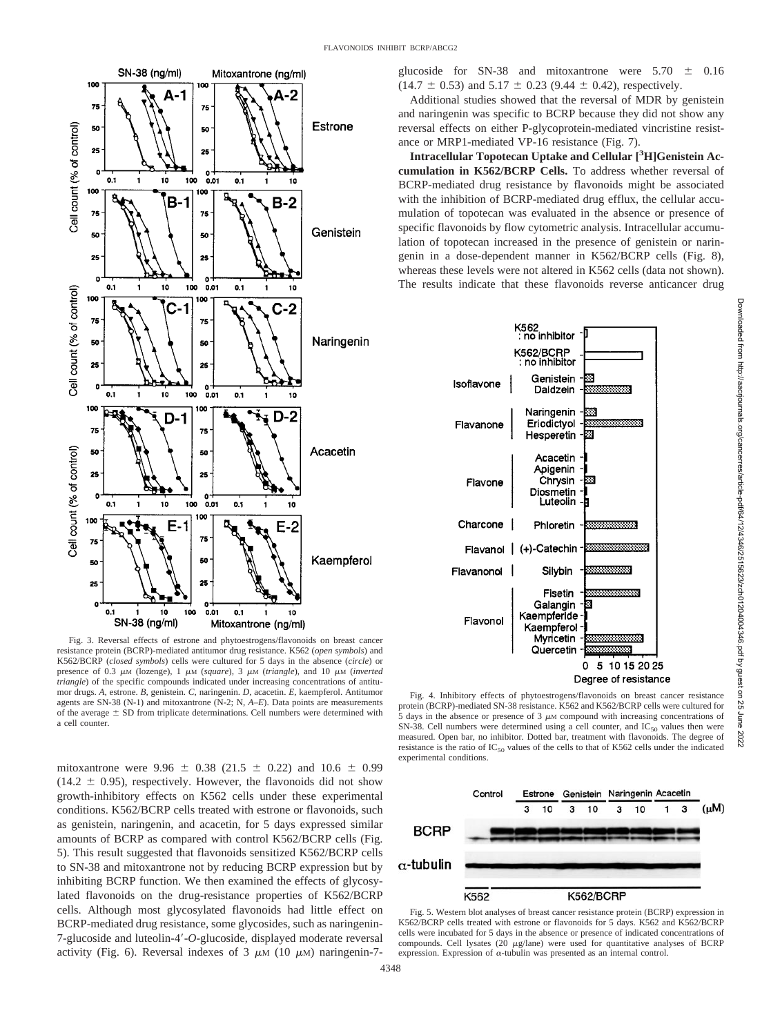Fig. 3. Reversal effects of estrone and phytoestrogens/flavonoids on breast cancer resistance protein (BCRP)-mediated antitumor drug resistance. K562 (*open symbols*) and K562/BCRP (*closed symbols*) cells were cultured for 5 days in the absence (*circle*) or presence of 0.3 $\mu$M (lozenge), 1 $\mu$M (*square*), 3 $\mu$M (*triangle*), and 10 $\mu$M (*inverted triangle*) of the specific compounds indicated under increasing concentrations of antitumor drugs. *A*, estrone. *B*, genistein. *C*, naringenin. *D*, acacetin. *E*, kaempferol. Antitumor agents are SN-38 (N-1) and mitoxantrone (N-2; N, *A–E*). Data points are measurements of the average ± SD from triplicate determinations. Cell numbers were determined with a cell counter.

mitoxantrone were 9.96 ± 0.38 (21.5 ± 0.22) and 10.6 ± 0.99 (14.2 ± 0.95), respectively. However, the flavonoids did not show growth-inhibitory effects on K562 cells under these experimental conditions. K562/BCRP cells treated with estrone or flavonoids, such as genistein, naringenin, and acacetin, for 5 days expressed similar amounts of BCRP as compared with control K562/BCRP cells (Fig. 5). This result suggested that flavonoids sensitized K562/BCRP cells to SN-38 and mitoxantrone not by reducing BCRP expression but by inhibiting BCRP function. We then examined the effects of glycosylated flavonoids on the drug-resistance properties of K562/BCRP cells. Although most glycosylated flavonoids had little effect on BCRP-mediated drug resistance, some glycosides, such as naringenin-7-glucoside and luteolin-4′-*O*-glucoside, displayed moderate reversal activity (Fig. 6). Reversal indexes of 3 $\mu$M (10 $\mu$M) naringenin-7-glucoside for SN-38 and mitoxantrone were 5.70 ± 0.16 (14.7 ± 0.53) and 5.17 ± 0.23 (9.44 ± 0.42), respectively.

Additional studies showed that the reversal of MDR by genistein and naringenin was specific to BCRP because they did not show any reversal effects on either P-glycoprotein-mediated vincristine resistance or MRP1-mediated VP-16 resistance (Fig. 7).

**Intracellular Topotecan Uptake and Cellular [$^{3}$H]Genistein Accumulation in K562/BCRP Cells.** To address whether reversal of BCRP-mediated drug resistance by flavonoids might be associated with the inhibition of BCRP-mediated drug efflux, the cellular accumulation of topotecan was evaluated in the absence or presence of specific flavonoids by flow cytometric analysis. Intracellular accumulation of topotecan increased in the presence of genistein or naringenin in a dose-dependent manner in K562/BCRP cells (Fig. 8), whereas these levels were not altered in K562 cells (data not shown). The results indicate that these flavonoids reverse anticancer drug

Fig. 4. Inhibitory effects of phytoestrogens/flavonoids on breast cancer resistance protein (BCRP)-mediated SN-38 resistance. K562 and K562/BCRP cells were cultured for 5 days in the absence or presence of 3 $\mu$M compound with increasing concentrations of SN-38. Cell numbers were determined using a cell counter, and $IC_{50}$ values then were measured. Open bar, no inhibitor. Dotted bar, treatment with flavonoids. The degree of resistance is the ratio of $IC_{50}$ values of the cells to that of K562 cells under the indicated experimental conditions.

Fig. 5. Western blot analyses of breast cancer resistance protein (BCRP) expression in K562/BCRP cells treated with estrone or flavonoids for 5 days. K562 and K562/BCRP cells were incubated for 5 days in the absence or presence of indicated concentrations of compounds. Cell lysates (20 $\mu$g/lane) were used for quantitative analyses of BCRP expression. Expression of $\alpha$-tubulin was presented as an internal control.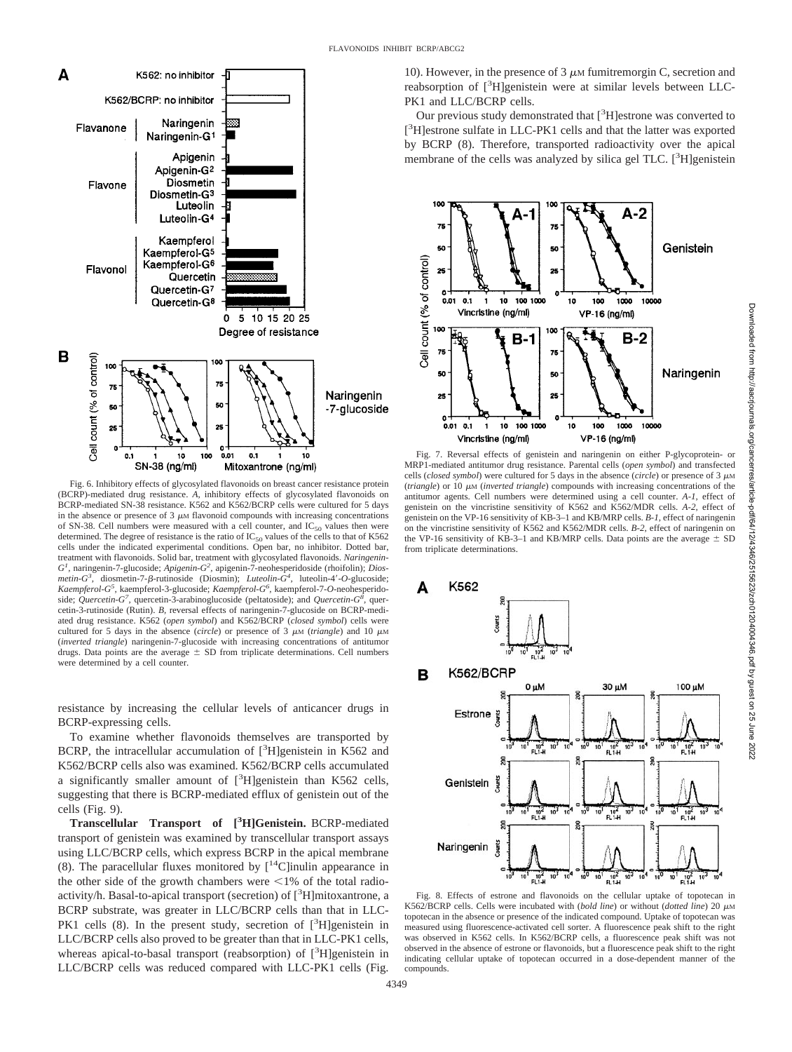Fig. 6. Inhibitory effects of glycosylated flavonoids on breast cancer resistance protein (BCRP)-mediated drug resistance. *A*, inhibitory effects of glycosylated flavonoids on BCRP-mediated SN-38 resistance. K562 and K562/BCRP cells were cultured for 5 days in the absence or presence of 3 μM flavonoid compounds with increasing concentrations of SN-38. Cell numbers were measured with a cell counter, and $IC_{50}$ values then were determined. The degree of resistance is the ratio of $IC_{50}$ values of the cells to that of K562 cells under the indicated experimental conditions. Open bar, no inhibitor. Dotted bar, treatment with flavonoids. Solid bar, treatment with glycosylated flavonoids. *Naringenin-G[1]*, naringenin-7-glucoside; *Apigenin-G[2]*, apigenin-7-neohesperidoside (rhoifolin); *Diosmetin-G[3]*, diosmetin-7-β-rutinoside (Diosmin); *Luteolin-G[4]*, luteolin-4′-O-glucoside; *Kaempferol-G[5]*, kaempferol-3-glucoside; *Kaempferol-G[6]*, kaempferol-7-O-neohesperidoside; *Quercetin-G[7]*, quercetin-3-arabinoglucoside (peltatoside); and *Quercetin-G[8]*, quercetin-3-rutinoside (Rutin). *B*, reversal effects of naringenin-7-glucoside on BCRP-mediated drug resistance. K562 (*open symbol*) and K562/BCRP (*closed symbol*) cells were cultured for 5 days in the absence (*circle*) or presence of 3 μM (*triangle*) and 10 μM (*inverted triangle*) naringenin-7-glucoside with increasing concentrations of antitumor drugs. Data points are the average ± SD from triplicate determinations. Cell numbers were determined by a cell counter.

resistance by increasing the cellular levels of anticancer drugs in BCRP-expressing cells.

To examine whether flavonoids themselves are transported by BCRP, the intracellular accumulation of [$^3$H]genistein in K562 and K562/BCRP cells also was examined. K562/BCRP cells accumulated a significantly smaller amount of [$^3$H]genistein than K562 cells, suggesting that there is BCRP-mediated efflux of genistein out of the cells (Fig. 9).

**Transcellular Transport of [$^3$H]Genistein.** BCRP-mediated transport of genistein was examined by transcellular transport assays using LLC/BCRP cells, which express BCRP in the apical membrane (8). The paracellular fluxes monitored by [$^{14}$C]inulin appearance in the other side of the growth chambers were <1% of the total radioactivity/h. Basal-to-apical transport (secretion) of [$^3$H]mitoxantrone, a BCRP substrate, was greater in LLC/BCRP cells than that in LLC-PK1 cells (8). In the present study, secretion of [$^3$H]genistein in LLC/BCRP cells also proved to be greater than that in LLC-PK1 cells, whereas apical-to-basal transport (reabsorption) of [$^3$H]genistein in LLC/BCRP cells was reduced compared with LLC-PK1 cells (Fig. 10). However, in the presence of 3 μM fumitremorgin C, secretion and reabsorption of [$^3$H]genistein were at similar levels between LLC-PK1 and LLC/BCRP cells.

Our previous study demonstrated that [$^3$H]estrone was converted to [$^3$H]estrone sulfate in LLC-PK1 cells and that the latter was exported by BCRP (8). Therefore, transported radioactivity over the apical membrane of the cells was analyzed by silica gel TLC. [$^3$H]genistein

Fig. 7. Reversal effects of genistein and naringenin on either P-glycoprotein- or MRP1-mediated antitumor drug resistance. Parental cells (*open symbol*) and transfected cells (*closed symbol*) were cultured for 5 days in the absence (*circle*) or presence of 3 μM (*triangle*) or 10 μM (*inverted triangle*) compounds with increasing concentrations of the antitumor agents. Cell numbers were determined using a cell counter. *A-1*, effect of genistein on the vincristine sensitivity of K562 and K562/MDR cells. *A-2*, effect of genistein on the VP-16 sensitivity of KB-3–1 and KB/MRP cells. *B-1*, effect of naringenin on the vincristine sensitivity of K562 and K562/MDR cells. *B-2*, effect of naringenin on the VP-16 sensitivity of KB-3–1 and KB/MRP cells. Data points are the average ± SD from triplicate determinations.

Fig. 8. Effects of estrone and flavonoids on the cellular uptake of topotecan in K562/BCRP cells. Cells were incubated with (*bold line*) or without (*dotted line*) 20 μM topotecan in the absence or presence of the indicated compound. Uptake of topotecan was measured using fluorescence-activated cell sorter. A fluorescence peak shift to the right was observed in K562 cells. In K562/BCRP cells, a fluorescence peak shift was not observed in the absence of estrone or flavonoids, but a fluorescence peak shift to the right indicating cellular uptake of topotecan occurred in a dose-dependent manner of the compounds.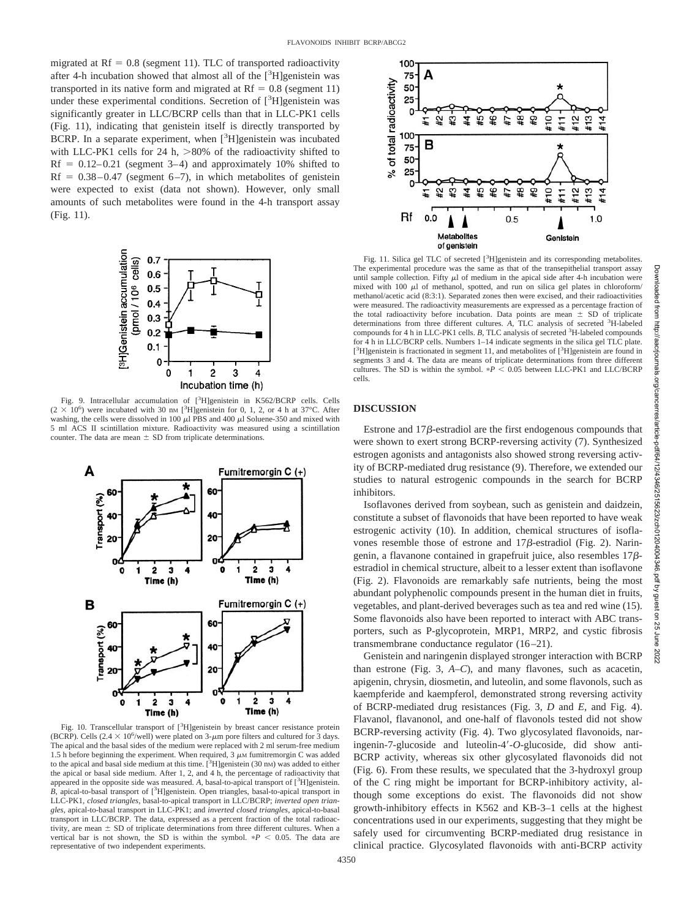migrated at Rf = 0.8 (segment 11). TLC of transported radioactivity after 4-h incubation showed that almost all of the [$^3$H]genistein was transported in its native form and migrated at Rf = 0.8 (segment 11) under these experimental conditions. Secretion of [$^3$H]genistein was significantly greater in LLC/BCRP cells than that in LLC-PK1 cells (Fig. 11), indicating that genistein itself is directly transported by BCRP. In a separate experiment, when [$^3$H]genistein was incubated with LLC-PK1 cells for 24 h, >80% of the radioactivity shifted to Rf = 0.12–0.21 (segment 3–4) and approximately 10% shifted to Rf = 0.38–0.47 (segment 6–7), in which metabolites of genistein were expected to exist (data not shown). However, only small amounts of such metabolites were found in the 4-h transport assay (Fig. 11).

Fig. 9. Intracellular accumulation of [$^3$H]genistein in K562/BCRP cells. Cells ($2 \times 10^6$) were incubated with 30 nM [$^3$H]genistein for 0, 1, 2, or 4 h at 37°C. After washing, the cells were dissolved in 100 μl PBS and 400 μl Soluene-350 and mixed with 5 ml ACS II scintillation mixture. Radioactivity was measured using a scintillation counter. The data are mean ± SD from triplicate determinations.

Fig. 10. Transcellular transport of [$^3$H]genistein by breast cancer resistance protein (BCRP). Cells ($2.4 \times 10^6$/well) were plated on 3-μm pore filters and cultured for 3 days. The apical and the basal sides of the medium were replaced with 2 ml serum-free medium 1.5 h before beginning the experiment. When required, 3 μM fumitremorgin C was added to the apical and basal side medium at this time. [$^3$H]genistein (30 nM) was added to either the apical or basal side medium. After 1, 2, and 4 h, the percentage of radioactivity that appeared in the opposite side was measured. *A*, basal-to-apical transport of [$^3$H]genistein. *B*, apical-to-basal transport of [$^3$H]genistein. Open triangles, basal-to-apical transport in LLC-PK1, *closed triangles*, basal-to-apical transport in LLC/BCRP; *inverted open triangles*, apical-to-basal transport in LLC-PK1; and *inverted closed triangles*, apical-to-basal transport in LLC/BCRP. The data, expressed as a percent fraction of the total radioactivity, are mean ± SD of triplicate determinations from three different cultures. When a vertical bar is not shown, the SD is within the symbol. $*P < 0.05$. The data are representative of two independent experiments.

Fig. 11. Silica gel TLC of secreted [$^3$H]genistein and its corresponding metabolites. The experimental procedure was the same as that of the transepithelial transport assay until sample collection. Fifty μl of medium in the apical side after 4-h incubation were mixed with 100 μl of methanol, spotted, and run on silica gel plates in chloroform/methanol/acetic acid (8:3:1). Separated zones then were excised, and their radioactivities were measured. The radioactivity measurements are expressed as a percentage fraction of the total radioactivity before incubation. Data points are mean ± SD of triplicate determinations from three different cultures. *A*, TLC analysis of secreted $^3$H-labeled compounds for 4 h in LLC-PK1 cells. *B*, TLC analysis of secreted $^3$H-labeled compounds for 4 h in LLC/BCRP cells. Numbers 1–14 indicate segments in the silica gel TLC plate. [$^3$H]genistein is fractionated in segment 11, and metabolites of [$^3$H]genistein are found in segments 3 and 4. The data are means of triplicate determinations from three different cultures. The SD is within the symbol. $*P < 0.05$ between LLC-PK1 and LLC/BCRP cells.

## DISCUSSION

Estrone and 17β-estradiol are the first endogenous compounds that were shown to exert strong BCRP-reversing activity (7). Synthesized estrogen agonists and antagonists also showed strong reversing activity of BCRP-mediated drug resistance (9). Therefore, we extended our studies to natural estrogenic compounds in the search for BCRP inhibitors.

Isoflavones derived from soybean, such as genistein and daidzein, constitute a subset of flavonoids that have been reported to have weak estrogenic activity (10). In addition, chemical structures of isoflavones resemble those of estrone and 17β-estradiol (Fig. 2). Naringenin, a flavanone contained in grapefruit juice, also resembles 17β-estradiol in chemical structure, albeit to a lesser extent than isoflavone (Fig. 2). Flavonoids are remarkably safe nutrients, being the most abundant polyphenolic compounds present in the human diet in fruits, vegetables, and plant-derived beverages such as tea and red wine (15). Some flavonoids also have been reported to interact with ABC transporters, such as P-glycoprotein, MRP1, MRP2, and cystic fibrosis transmembrane conductance regulator (16–21).

Genistein and naringenin displayed stronger interaction with BCRP than estrone (Fig. 3, *A–C*), and many flavones, such as acacetin, apigenin, chrysin, diosmetin, and luteolin, and some flavonols, such as kaempferide and kaempferol, demonstrated strong reversing activity of BCRP-mediated drug resistances (Fig. 3, *D* and *E*, and Fig. 4). Flavanol, flavanonol, and one-half of flavonols tested did not show BCRP-reversing activity (Fig. 4). Two glycosylated flavonoids, naringenin-7-glucoside and luteolin-4′-*O*-glucoside, did show anti-BCRP activity, whereas six other glycosylated flavonoids did not (Fig. 6). From these results, we speculated that the 3-hydroxyl group of the C ring might be important for BCRP-inhibitory activity, although some exceptions do exist. The flavonoids did not show growth-inhibitory effects in K562 and KB-3–1 cells at the highest concentrations used in our experiments, suggesting that they might be safely used for circumventing BCRP-mediated drug resistance in clinical practice. Glycosylated flavonoids with anti-BCRP activity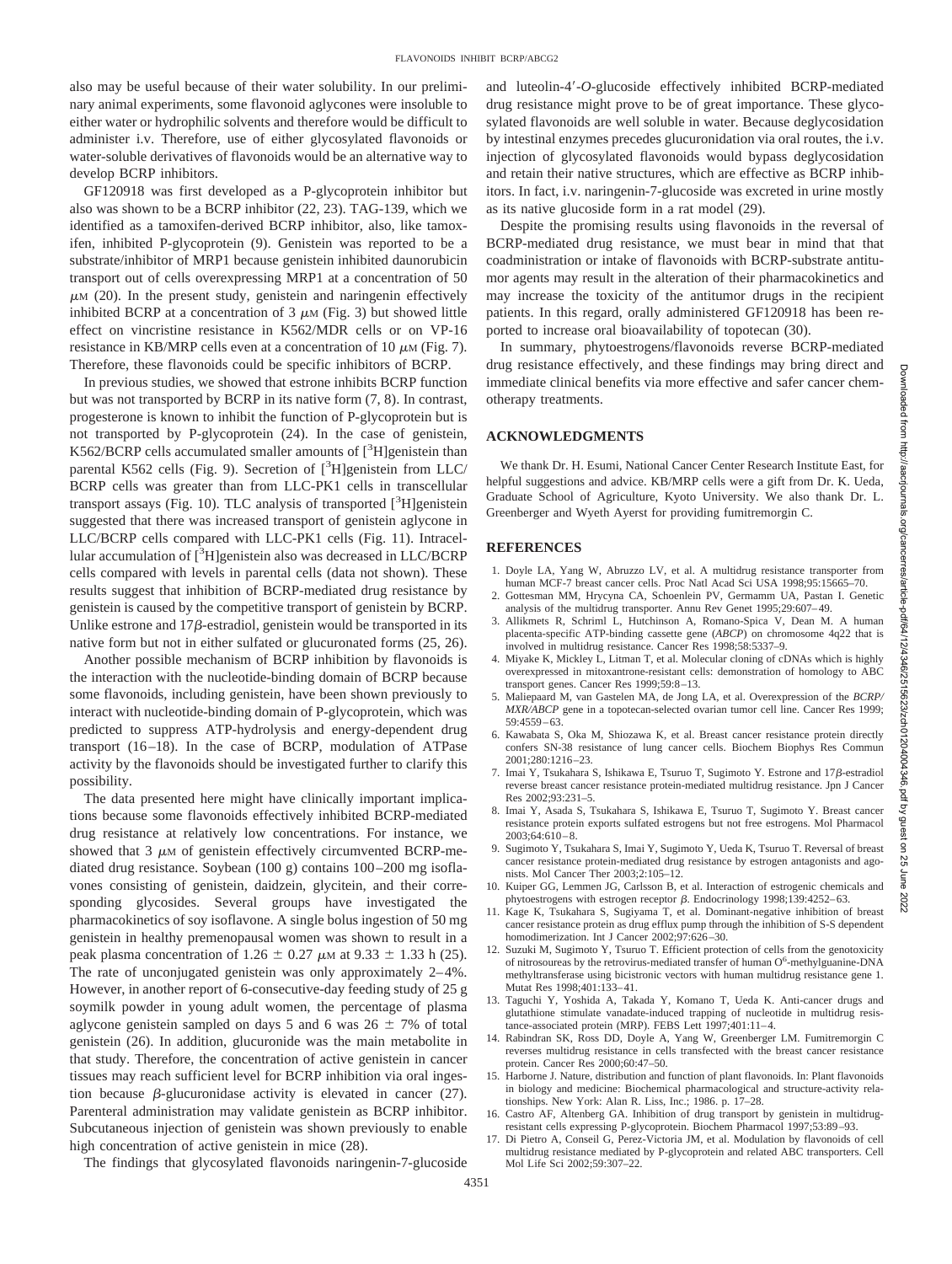also may be useful because of their water solubility. In our preliminary animal experiments, some flavonoid aglycones were insoluble to either water or hydrophilic solvents and therefore would be difficult to administer i.v. Therefore, use of either glycosylated flavonoids or water-soluble derivatives of flavonoids would be an alternative way to develop BCRP inhibitors.

GF120918 was first developed as a P-glycoprotein inhibitor but also was shown to be a BCRP inhibitor (22, 23). TAG-139, which we identified as a tamoxifen-derived BCRP inhibitor, also, like tamoxifen, inhibited P-glycoprotein (9). Genistein was reported to be a substrate/inhibitor of MRP1 because genistein inhibited daunorubicin transport out of cells overexpressing MRP1 at a concentration of 50 $\mu$M (20). In the present study, genistein and naringenin effectively inhibited BCRP at a concentration of 3 $\mu$M (Fig. 3) but showed little effect on vincristine resistance in K562/MDR cells or on VP-16 resistance in KB/MRP cells even at a concentration of 10 $\mu$M (Fig. 7). Therefore, these flavonoids could be specific inhibitors of BCRP.

In previous studies, we showed that estrone inhibits BCRP function but was not transported by BCRP in its native form (7, 8). In contrast, progesterone is known to inhibit the function of P-glycoprotein but is not transported by P-glycoprotein (24). In the case of genistein, K562/BCRP cells accumulated smaller amounts of [$^3$H]genistein than parental K562 cells (Fig. 9). Secretion of [$^3$H]genistein from LLC/BCRP cells was greater than from LLC-PK1 cells in transcellular transport assays (Fig. 10). TLC analysis of transported [$^3$H]genistein suggested that there was increased transport of genistein aglycone in LLC/BCRP cells compared with LLC-PK1 cells (Fig. 11). Intracellular accumulation of [$^3$H]genistein also was decreased in LLC/BCRP cells compared with levels in parental cells (data not shown). These results suggest that inhibition of BCRP-mediated drug resistance by genistein is caused by the competitive transport of genistein by BCRP. Unlike estrone and 17$\beta$-estradiol, genistein would be transported in its native form but not in either sulfated or glucuronated forms (25, 26).

Another possible mechanism of BCRP inhibition by flavonoids is the interaction with the nucleotide-binding domain of BCRP because some flavonoids, including genistein, have been shown previously to interact with nucleotide-binding domain of P-glycoprotein, which was predicted to suppress ATP-hydrolysis and energy-dependent drug transport (16–18). In the case of BCRP, modulation of ATPase activity by the flavonoids should be investigated further to clarify this possibility.

The data presented here might have clinically important implications because some flavonoids effectively inhibited BCRP-mediated drug resistance at relatively low concentrations. For instance, we showed that 3 $\mu$M of genistein effectively circumvented BCRP-mediated drug resistance. Soybean (100 g) contains 100–200 mg isoflavones consisting of genistein, daidzein, glycitein, and their corresponding glycosides. Several groups have investigated the pharmacokinetics of soy isoflavone. A single bolus ingestion of 50 mg genistein in healthy premenopausal women was shown to result in a peak plasma concentration of 1.26 $\pm$ 0.27 $\mu$M at 9.33 $\pm$ 1.33 h (25). The rate of unconjugated genistein was only approximately 2–4%. However, in another report of 6-consecutive-day feeding study of 25 g soymilk powder in young adult women, the percentage of plasma aglycone genistein sampled on days 5 and 6 was 26 $\pm$ 7% of total genistein (26). In addition, glucuronide was the main metabolite in that study. Therefore, the concentration of active genistein in cancer tissues may reach sufficient level for BCRP inhibition via oral ingestion because $\beta$-glucuronidase activity is elevated in cancer (27). Parenteral administration may validate genistein as BCRP inhibitor. Subcutaneous injection of genistein was shown previously to enable high concentration of active genistein in mice (28).

The findings that glycosylated flavonoids naringenin-7-glucoside and luteolin-4′-*O*-glucoside effectively inhibited BCRP-mediated drug resistance might prove to be of great importance. These glycosylated flavonoids are well soluble in water. Because deglycosidation by intestinal enzymes precedes glucuronidation via oral routes, the i.v. injection of glycosylated flavonoids would bypass deglycosidation and retain their native structures, which are effective as BCRP inhibitors. In fact, i.v. naringenin-7-glucoside was excreted in urine mostly as its native glucoside form in a rat model (29).

Despite the promising results using flavonoids in the reversal of BCRP-mediated drug resistance, we must bear in mind that that coadministration or intake of flavonoids with BCRP-substrate antitumor agents may result in the alteration of their pharmacokinetics and may increase the toxicity of the antitumor drugs in the recipient patients. In this regard, orally administered GF120918 has been reported to increase oral bioavailability of topotecan (30).

In summary, phytoestrogens/flavonoids reverse BCRP-mediated drug resistance effectively, and these findings may bring direct and immediate clinical benefits via more effective and safer cancer chemotherapy treatments.

## ACKNOWLEDGMENTS

We thank Dr. H. Esumi, National Cancer Center Research Institute East, for helpful suggestions and advice. KB/MRP cells were a gift from Dr. K. Ueda, Graduate School of Agriculture, Kyoto University. We also thank Dr. L. Greenberger and Wyeth Ayerst for providing fumitremorgin C.

## REFERENCES

1. Doyle LA, Yang W, Abruzzo LV, et al. A multidrug resistance transporter from human MCF-7 breast cancer cells. Proc Natl Acad Sci USA 1998;95:15665–70.
2. Gottesman MM, Hrycyna CA, Schoenlein PV, Germamm UA, Pastan I. Genetic analysis of the multidrug transporter. Annu Rev Genet 1995;29:607–49.
3. Allikmets R, Schriml L, Hutchinson A, Romano-Spica V, Dean M. A human placenta-specific ATP-binding cassette gene (*ABCP*) on chromosome 4q22 that is involved in multidrug resistance. Cancer Res 1998;58:5337–9.
4. Miyake K, Mickley L, Litman T, et al. Molecular cloning of cDNAs which is highly overexpressed in mitoxantrone-resistant cells: demonstration of homology to ABC transport genes. Cancer Res 1999;59:8–13.
5. Maliepaard M, van Gastelen MA, de Jong LA, et al. Overexpression of the *BCRP/MXR/ABCP* gene in a topotecan-selected ovarian tumor cell line. Cancer Res 1999;59:4559–63.
6. Kawabata S, Oka M, Shiozawa K, et al. Breast cancer resistance protein directly confers SN-38 resistance of lung cancer cells. Biochem Biophys Res Commun 2001;280:1216–23.
7. Imai Y, Tsukahara S, Ishikawa E, Tsuruo T, Sugimoto Y. Estrone and 17$\beta$-estradiol reverse breast cancer resistance protein-mediated multidrug resistance. Jpn J Cancer Res 2002;93:231–5.
8. Imai Y, Asada S, Tsukahara S, Ishikawa E, Tsuruo T, Sugimoto Y. Breast cancer resistance protein exports sulfated estrogens but not free estrogens. Mol Pharmacol 2003;64:610–8.
9. Sugimoto Y, Tsukahara S, Imai Y, Sugimoto Y, Ueda K, Tsuruo T. Reversal of breast cancer resistance protein-mediated drug resistance by estrogen antagonists and agonists. Mol Cancer Ther 2003;2:105–12.
10. Kuiper GG, Lemmen JG, Carlsson B, et al. Interaction of estrogenic chemicals and phytoestrogens with estrogen receptor $\beta$. Endocrinology 1998;139:4252–63.
11. Kage K, Tsukahara S, Sugiyama T, et al. Dominant-negative inhibition of breast cancer resistance protein as drug efflux pump through the inhibition of S-S dependent homodimerization. Int J Cancer 2002;97:626–30.
12. Suzuki M, Sugimoto Y, Tsuruo T. Efficient protection of cells from the genotoxicity of nitrosoureas by the retrovirus-mediated transfer of human O$^6$-methylguanine-DNA methyltransferase using bicistronic vectors with human multidrug resistance gene 1. Mutat Res 1998;401:133–41.
13. Taguchi Y, Yoshida A, Takada Y, Komano T, Ueda K. Anti-cancer drugs and glutathione stimulate vanadate-induced trapping of nucleotide in multidrug resistance-associated protein (MRP). FEBS Lett 1997;401:11–4.
14. Rabindran SK, Ross DD, Doyle A, Yang W, Greenberger LM. Fumitremorgin C reverses multidrug resistance in cells transfected with the breast cancer resistance protein. Cancer Res 2000;60:47–50.
15. Harborne J. Nature, distribution and function of plant flavonoids. In: Plant flavonoids in biology and medicine: Biochemical pharmacological and structure-activity relationships. New York: Alan R. Liss, Inc.; 1986. p. 17–28.
16. Castro AF, Altenberg GA. Inhibition of drug transport by genistein in multidrug-resistant cells expressing P-glycoprotein. Biochem Pharmacol 1997;53:89–93.
17. Di Pietro A, Conseil G, Perez-Victoria JM, et al. Modulation by flavonoids of cell multidrug resistance mediated by P-glycoprotein and related ABC transporters. Cell Mol Life Sci 2002;59:307–22.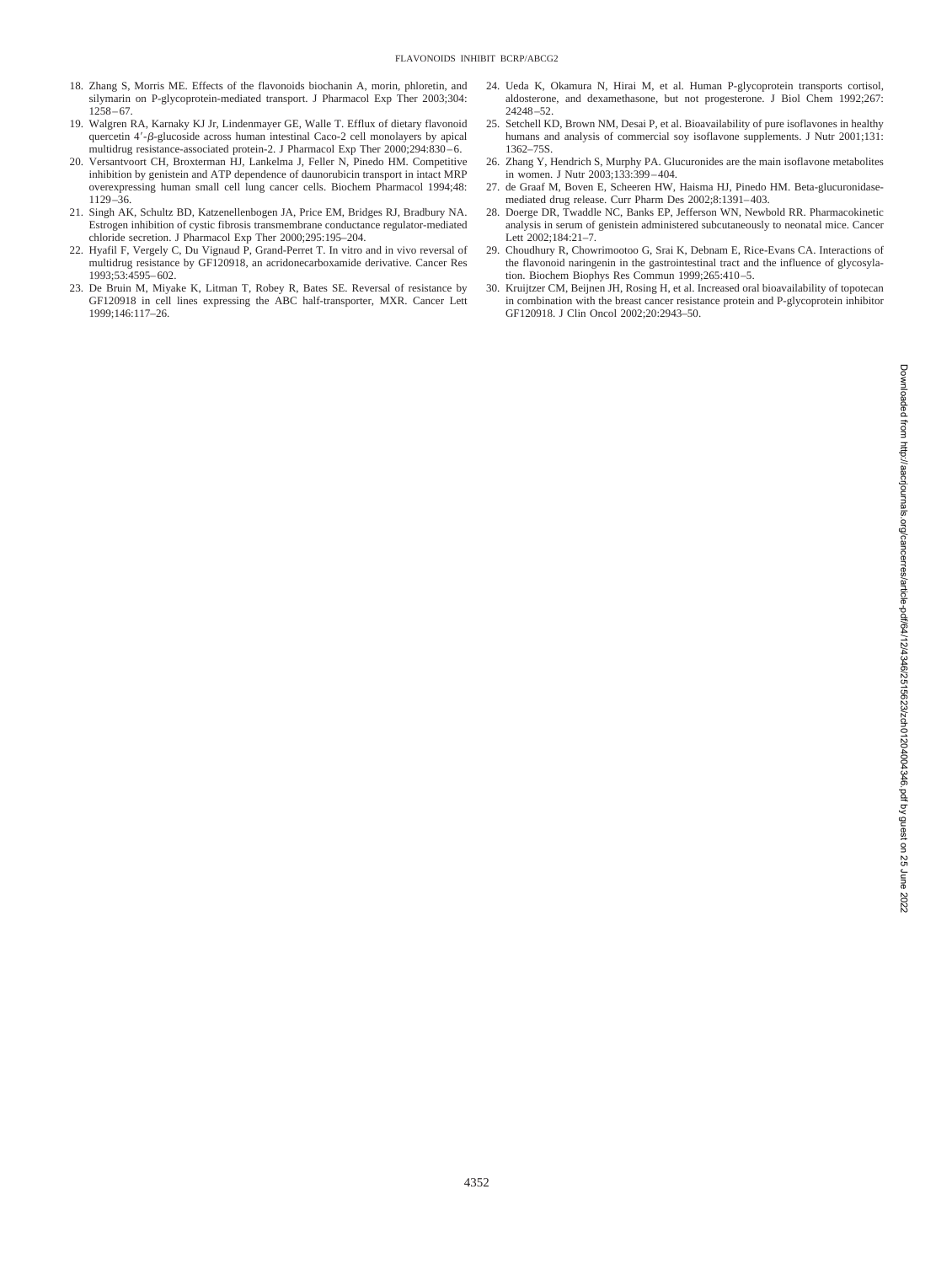18. Zhang S, Morris ME. Effects of the flavonoids biochanin A, morin, phloretin, and silymarin on P-glycoprotein-mediated transport. J Pharmacol Exp Ther 2003;304: 1258–67.
19. Walgren RA, Karnaky KJ Jr, Lindenmayer GE, Walle T. Efflux of dietary flavonoid quercetin 4′-β-glucoside across human intestinal Caco-2 cell monolayers by apical multidrug resistance-associated protein-2. J Pharmacol Exp Ther 2000;294:830–6.
20. Versantvoort CH, Broxterman HJ, Lankelma J, Feller N, Pinedo HM. Competitive inhibition by genistein and ATP dependence of daunorubicin transport in intact MRP overexpressing human small cell lung cancer cells. Biochem Pharmacol 1994;48: 1129–36.
21. Singh AK, Schultz BD, Katzenellenbogen JA, Price EM, Bridges RJ, Bradbury NA. Estrogen inhibition of cystic fibrosis transmembrane conductance regulator-mediated chloride secretion. J Pharmacol Exp Ther 2000;295:195–204.
22. Hyafil F, Vergely C, Du Vignaud P, Grand-Perret T. In vitro and in vivo reversal of multidrug resistance by GF120918, an acridonecarboxamide derivative. Cancer Res 1993;53:4595–602.
23. De Bruin M, Miyake K, Litman T, Robey R, Bates SE. Reversal of resistance by GF120918 in cell lines expressing the ABC half-transporter, MXR. Cancer Lett 1999;146:117–26.
24. Ueda K, Okamura N, Hirai M, et al. Human P-glycoprotein transports cortisol, aldosterone, and dexamethasone, but not progesterone. J Biol Chem 1992;267: 24248–52.
25. Setchell KD, Brown NM, Desai P, et al. Bioavailability of pure isoflavones in healthy humans and analysis of commercial soy isoflavone supplements. J Nutr 2001;131: 1362–75S.
26. Zhang Y, Hendrich S, Murphy PA. Glucuronides are the main isoflavone metabolites in women. J Nutr 2003;133:399–404.
27. de Graaf M, Boven E, Scheeren HW, Haisma HJ, Pinedo HM. Beta-glucuronidase-mediated drug release. Curr Pharm Des 2002;8:1391–403.
28. Doerge DR, Twaddle NC, Banks EP, Jefferson WN, Newbold RR. Pharmacokinetic analysis in serum of genistein administered subcutaneously to neonatal mice. Cancer Lett 2002;184:21–7.
29. Choudhury R, Chowrimootoo G, Srai K, Debnam E, Rice-Evans CA. Interactions of the flavonoid naringenin in the gastrointestinal tract and the influence of glycosylation. Biochem Biophys Res Commun 1999;265:410–5.
30. Kruijtzer CM, Beijnen JH, Rosing H, et al. Increased oral bioavailability of topotecan in combination with the breast cancer resistance protein and P-glycoprotein inhibitor GF120918. J Clin Oncol 2002;20:2943–50.